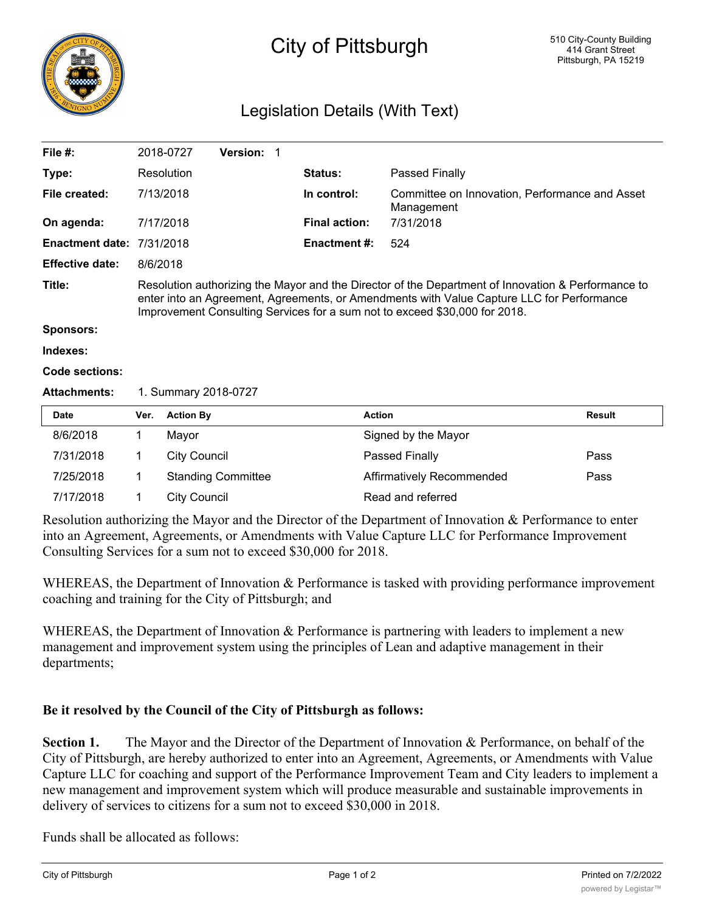# City of Pittsburgh

510 City-County Building
414 Grant Street
Pittsburgh, PA 15219

## Legislation Details (With Text)

| | | | |
|---|---|---|---|
| **File #:** | 2018-0727 **Version:** 1 | | |
| **Type:** | Resolution | **Status:** | Passed Finally |
| **File created:** | 7/13/2018 | **In control:** | Committee on Innovation, Performance and Asset Management |
| **On agenda:** | 7/17/2018 | **Final action:** | 7/31/2018 |
| **Enactment date:** | 7/31/2018 | **Enactment #:** | 524 |
| **Effective date:** | 8/6/2018 | | |

**Title:** Resolution authorizing the Mayor and the Director of the Department of Innovation & Performance to enter into an Agreement, Agreements, or Amendments with Value Capture LLC for Performance Improvement Consulting Services for a sum not to exceed $30,000 for 2018.

**Sponsors:**

**Indexes:**

**Code sections:**

**Attachments:** 1. Summary 2018-0727

| Date | Ver. | Action By | Action | Result |
|---|---|---|---|---|
| 8/6/2018 | 1 | Mayor | Signed by the Mayor | |
| 7/31/2018 | 1 | City Council | Passed Finally | Pass |
| 7/25/2018 | 1 | Standing Committee | Affirmatively Recommended | Pass |
| 7/17/2018 | 1 | City Council | Read and referred | |

Resolution authorizing the Mayor and the Director of the Department of Innovation & Performance to enter into an Agreement, Agreements, or Amendments with Value Capture LLC for Performance Improvement Consulting Services for a sum not to exceed $30,000 for 2018.

WHEREAS, the Department of Innovation & Performance is tasked with providing performance improvement coaching and training for the City of Pittsburgh; and

WHEREAS, the Department of Innovation & Performance is partnering with leaders to implement a new management and improvement system using the principles of Lean and adaptive management in their departments;

**Be it resolved by the Council of the City of Pittsburgh as follows:**

**Section 1.** The Mayor and the Director of the Department of Innovation & Performance, on behalf of the City of Pittsburgh, are hereby authorized to enter into an Agreement, Agreements, or Amendments with Value Capture LLC for coaching and support of the Performance Improvement Team and City leaders to implement a new management and improvement system which will produce measurable and sustainable improvements in delivery of services to citizens for a sum not to exceed $30,000 in 2018.

Funds shall be allocated as follows: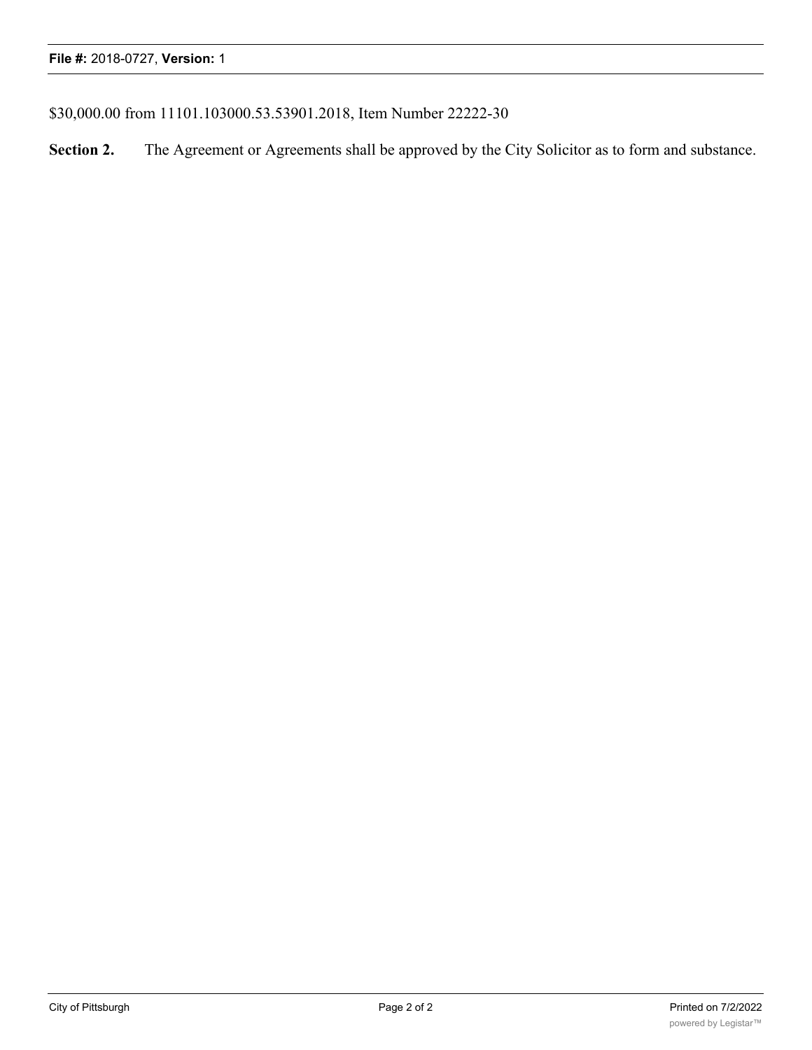$30,000.00 from 11101.103000.53.53901.2018, Item Number 22222-30

**Section 2.** The Agreement or Agreements shall be approved by the City Solicitor as to form and substance.